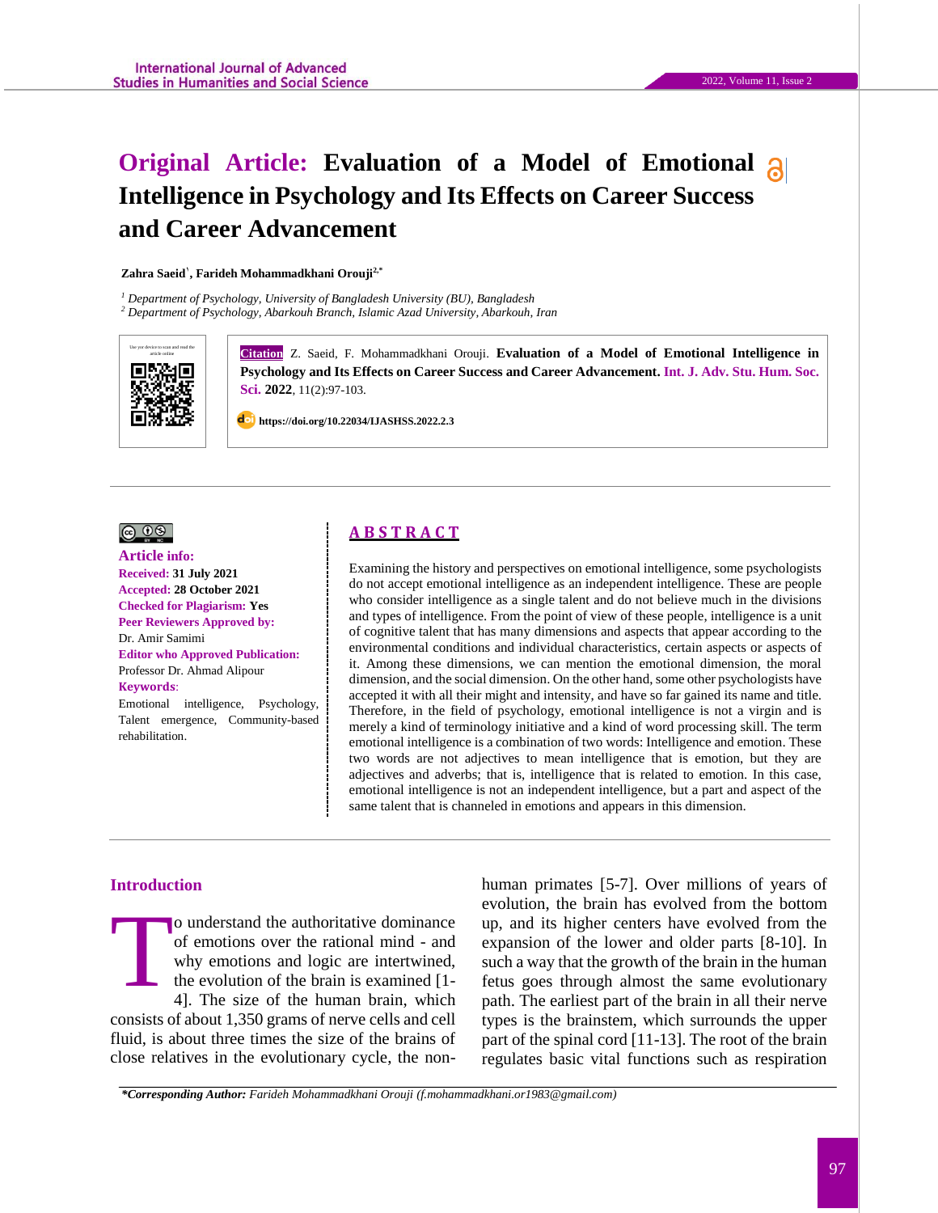# Original Article: Evaluation of a Model of Emotional Intelligence in Psychology and Its Effects on Career Success and Career Advancement

**Zahra Saeid[1], Farideh Mohammadkhani Orouji[2,*]**

[1] *Department of Psychology, University of Bangladesh University (BU), Bangladesh*
[2] *Department of Psychology, Abarkouh Branch, Islamic Azad University, Abarkouh, Iran*

Use yor device to scan and read the article online

**Citation** Z. Saeid, F. Mohammadkhani Orouji. **Evaluation of a Model of Emotional Intelligence in Psychology and Its Effects on Career Success and Career Advancement.** Int. J. Adv. Stu. Hum. Soc. Sci. **2022**, 11(2):97-103.

**https://doi.org/10.22034/IJASHSS.2022.2.3**

**Article info:**
**Received:** 31 July 2021
**Accepted:** 28 October 2021
**Checked for Plagiarism:** Yes
**Peer Reviewers Approved by:** Dr. Amir Samimi
**Editor who Approved Publication:** Professor Dr. Ahmad Alipour
**Keywords**: Emotional intelligence, Psychology, Talent emergence, Community-based rehabilitation.

## ABSTRACT

Examining the history and perspectives on emotional intelligence, some psychologists do not accept emotional intelligence as an independent intelligence. These are people who consider intelligence as a single talent and do not believe much in the divisions and types of intelligence. From the point of view of these people, intelligence is a unit of cognitive talent that has many dimensions and aspects that appear according to the environmental conditions and individual characteristics, certain aspects or aspects of it. Among these dimensions, we can mention the emotional dimension, the moral dimension, and the social dimension. On the other hand, some other psychologists have accepted it with all their might and intensity, and have so far gained its name and title. Therefore, in the field of psychology, emotional intelligence is not a virgin and is merely a kind of terminology initiative and a kind of word processing skill. The term emotional intelligence is a combination of two words: Intelligence and emotion. These two words are not adjectives to mean intelligence that is emotion, but they are adjectives and adverbs; that is, intelligence that is related to emotion. In this case, emotional intelligence is not an independent intelligence, but a part and aspect of the same talent that is channeled in emotions and appears in this dimension.

## Introduction

To understand the authoritative dominance of emotions over the rational mind - and why emotions and logic are intertwined, the evolution of the brain is examined [1-4]. The size of the human brain, which consists of about 1,350 grams of nerve cells and cell fluid, is about three times the size of the brains of close relatives in the evolutionary cycle, the non-human primates [5-7]. Over millions of years of evolution, the brain has evolved from the bottom up, and its higher centers have evolved from the expansion of the lower and older parts [8-10]. In such a way that the growth of the brain in the human fetus goes through almost the same evolutionary path. The earliest part of the brain in all their nerve types is the brainstem, which surrounds the upper part of the spinal cord [11-13]. The root of the brain regulates basic vital functions such as respiration

***Corresponding Author:** *Farideh Mohammadkhani Orouji (f.mohammadkhani.or1983@gmail.com)*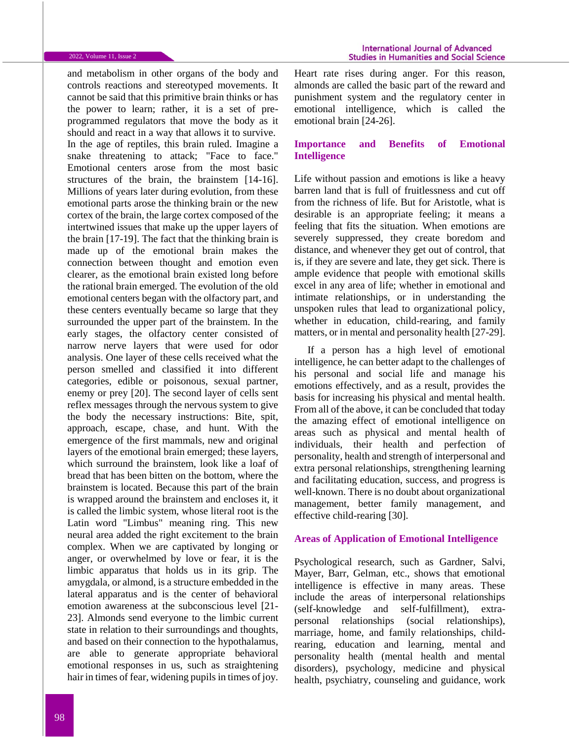and metabolism in other organs of the body and controls reactions and stereotyped movements. It cannot be said that this primitive brain thinks or has the power to learn; rather, it is a set of pre-programmed regulators that move the body as it should and react in a way that allows it to survive. In the age of reptiles, this brain ruled. Imagine a snake threatening to attack; "Face to face." Emotional centers arose from the most basic structures of the brain, the brainstem [14-16]. Millions of years later during evolution, from these emotional parts arose the thinking brain or the new cortex of the brain, the large cortex composed of the intertwined issues that make up the upper layers of the brain [17-19]. The fact that the thinking brain is made up of the emotional brain makes the connection between thought and emotion even clearer, as the emotional brain existed long before the rational brain emerged. The evolution of the old emotional centers began with the olfactory part, and these centers eventually became so large that they surrounded the upper part of the brainstem. In the early stages, the olfactory center consisted of narrow nerve layers that were used for odor analysis. One layer of these cells received what the person smelled and classified it into different categories, edible or poisonous, sexual partner, enemy or prey [20]. The second layer of cells sent reflex messages through the nervous system to give the body the necessary instructions: Bite, spit, approach, escape, chase, and hunt. With the emergence of the first mammals, new and original layers of the emotional brain emerged; these layers, which surround the brainstem, look like a loaf of bread that has been bitten on the bottom, where the brainstem is located. Because this part of the brain is wrapped around the brainstem and encloses it, it is called the limbic system, whose literal root is the Latin word "Limbus" meaning ring. This new neural area added the right excitement to the brain complex. When we are captivated by longing or anger, or overwhelmed by love or fear, it is the limbic apparatus that holds us in its grip. The amygdala, or almond, is a structure embedded in the lateral apparatus and is the center of behavioral emotion awareness at the subconscious level [21-23]. Almonds send everyone to the limbic current state in relation to their surroundings and thoughts, and based on their connection to the hypothalamus, are able to generate appropriate behavioral emotional responses in us, such as straightening hair in times of fear, widening pupils in times of joy. Heart rate rises during anger. For this reason, almonds are called the basic part of the reward and punishment system and the regulatory center in emotional intelligence, which is called the emotional brain [24-26].

## Importance and Benefits of Emotional Intelligence

Life without passion and emotions is like a heavy barren land that is full of fruitlessness and cut off from the richness of life. But for Aristotle, what is desirable is an appropriate feeling; it means a feeling that fits the situation. When emotions are severely suppressed, they create boredom and distance, and whenever they get out of control, that is, if they are severe and late, they get sick. There is ample evidence that people with emotional skills excel in any area of life; whether in emotional and intimate relationships, or in understanding the unspoken rules that lead to organizational policy, whether in education, child-rearing, and family matters, or in mental and personality health [27-29].

If a person has a high level of emotional intelligence, he can better adapt to the challenges of his personal and social life and manage his emotions effectively, and as a result, provides the basis for increasing his physical and mental health. From all of the above, it can be concluded that today the amazing effect of emotional intelligence on areas such as physical and mental health of individuals, their health and perfection of personality, health and strength of interpersonal and extra personal relationships, strengthening learning and facilitating education, success, and progress is well-known. There is no doubt about organizational management, better family management, and effective child-rearing [30].

## Areas of Application of Emotional Intelligence

Psychological research, such as Gardner, Salvi, Mayer, Barr, Gelman, etc., shows that emotional intelligence is effective in many areas. These include the areas of interpersonal relationships (self-knowledge and self-fulfillment), extra-personal relationships (social relationships), marriage, home, and family relationships, child-rearing, education and learning, mental and personality health (mental health and mental disorders), psychology, medicine and physical health, psychiatry, counseling and guidance, work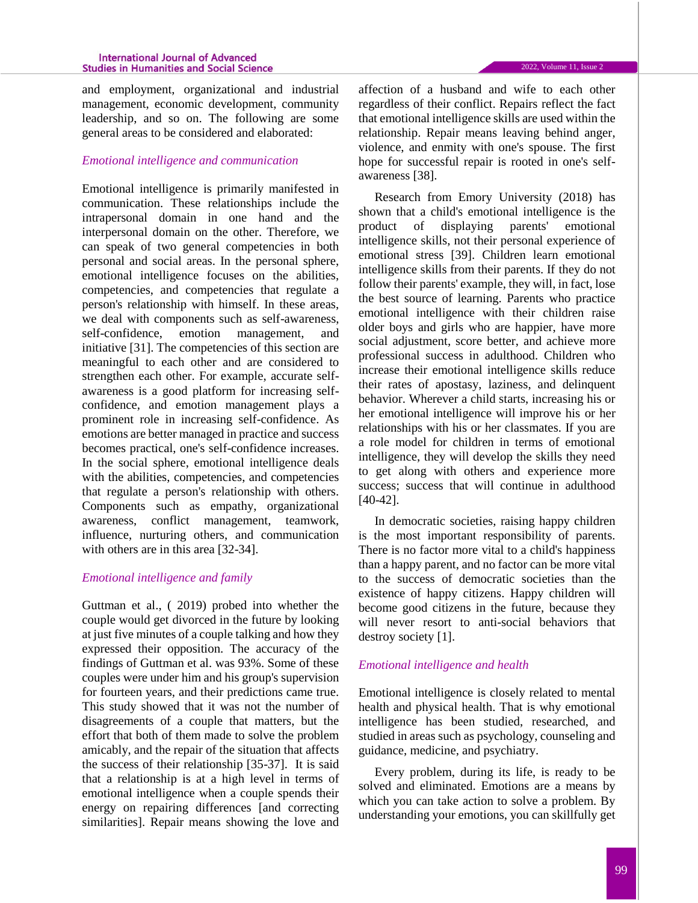and employment, organizational and industrial management, economic development, community leadership, and so on. The following are some general areas to be considered and elaborated:

### *Emotional intelligence and communication*

Emotional intelligence is primarily manifested in communication. These relationships include the intrapersonal domain in one hand and the interpersonal domain on the other. Therefore, we can speak of two general competencies in both personal and social areas. In the personal sphere, emotional intelligence focuses on the abilities, competencies, and competencies that regulate a person's relationship with himself. In these areas, we deal with components such as self-awareness, self-confidence, emotion management, and initiative [31]. The competencies of this section are meaningful to each other and are considered to strengthen each other. For example, accurate self-awareness is a good platform for increasing self-confidence, and emotion management plays a prominent role in increasing self-confidence. As emotions are better managed in practice and success becomes practical, one's self-confidence increases. In the social sphere, emotional intelligence deals with the abilities, competencies, and competencies that regulate a person's relationship with others. Components such as empathy, organizational awareness, conflict management, teamwork, influence, nurturing others, and communication with others are in this area [32-34].

### *Emotional intelligence and family*

Guttman et al., ( 2019) probed into whether the couple would get divorced in the future by looking at just five minutes of a couple talking and how they expressed their opposition. The accuracy of the findings of Guttman et al. was 93%. Some of these couples were under him and his group's supervision for fourteen years, and their predictions came true. This study showed that it was not the number of disagreements of a couple that matters, but the effort that both of them made to solve the problem amicably, and the repair of the situation that affects the success of their relationship [35-37]. It is said that a relationship is at a high level in terms of emotional intelligence when a couple spends their energy on repairing differences [and correcting similarities]. Repair means showing the love and affection of a husband and wife to each other regardless of their conflict. Repairs reflect the fact that emotional intelligence skills are used within the relationship. Repair means leaving behind anger, violence, and enmity with one's spouse. The first hope for successful repair is rooted in one's self-awareness [38].

Research from Emory University (2018) has shown that a child's emotional intelligence is the product of displaying parents' emotional intelligence skills, not their personal experience of emotional stress [39]. Children learn emotional intelligence skills from their parents. If they do not follow their parents' example, they will, in fact, lose the best source of learning. Parents who practice emotional intelligence with their children raise older boys and girls who are happier, have more social adjustment, score better, and achieve more professional success in adulthood. Children who increase their emotional intelligence skills reduce their rates of apostasy, laziness, and delinquent behavior. Wherever a child starts, increasing his or her emotional intelligence will improve his or her relationships with his or her classmates. If you are a role model for children in terms of emotional intelligence, they will develop the skills they need to get along with others and experience more success; success that will continue in adulthood [40-42].

In democratic societies, raising happy children is the most important responsibility of parents. There is no factor more vital to a child's happiness than a happy parent, and no factor can be more vital to the success of democratic societies than the existence of happy citizens. Happy children will become good citizens in the future, because they will never resort to anti-social behaviors that destroy society [1].

### *Emotional intelligence and health*

Emotional intelligence is closely related to mental health and physical health. That is why emotional intelligence has been studied, researched, and studied in areas such as psychology, counseling and guidance, medicine, and psychiatry.

Every problem, during its life, is ready to be solved and eliminated. Emotions are a means by which you can take action to solve a problem. By understanding your emotions, you can skillfully get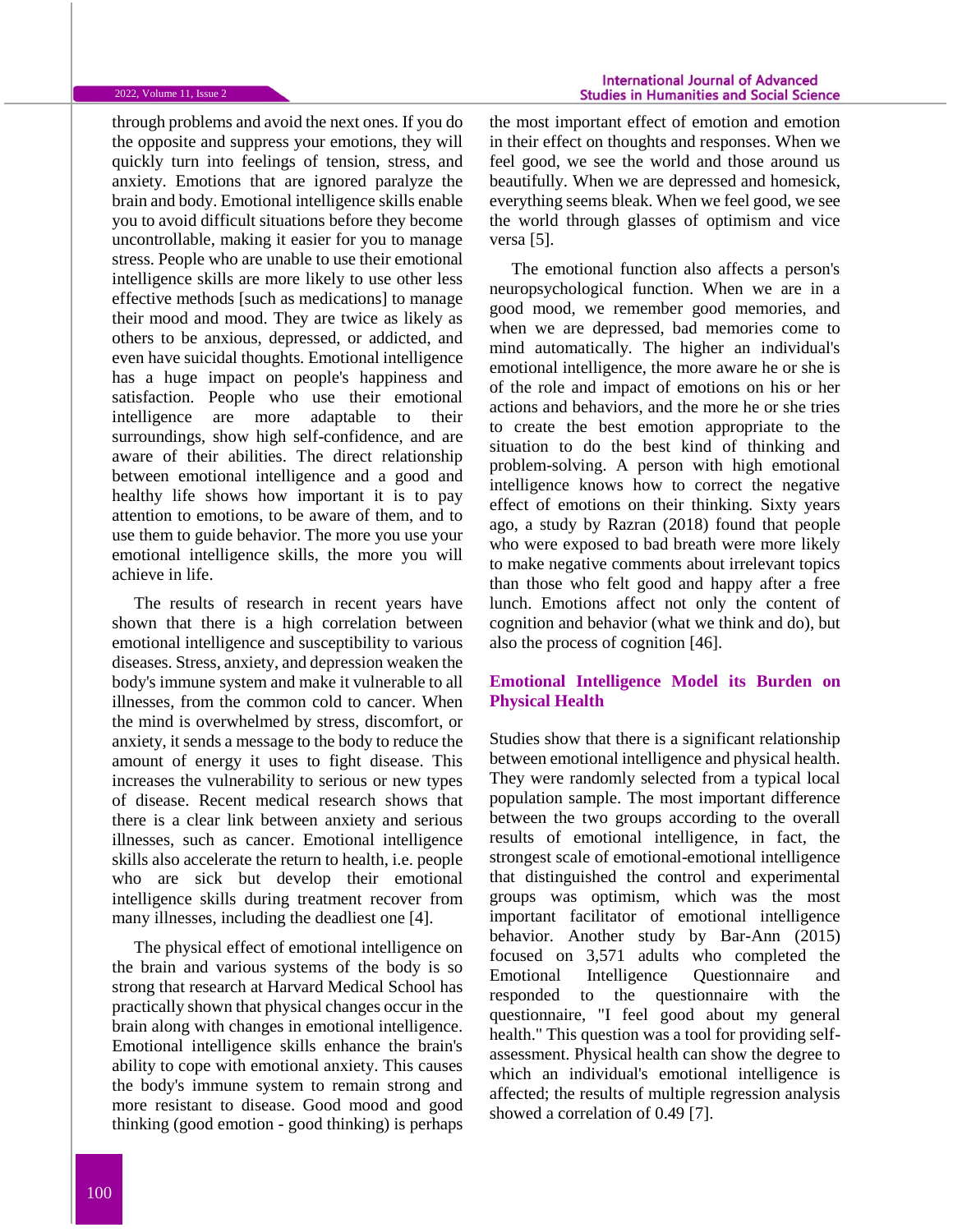through problems and avoid the next ones. If you do the opposite and suppress your emotions, they will quickly turn into feelings of tension, stress, and anxiety. Emotions that are ignored paralyze the brain and body. Emotional intelligence skills enable you to avoid difficult situations before they become uncontrollable, making it easier for you to manage stress. People who are unable to use their emotional intelligence skills are more likely to use other less effective methods [such as medications] to manage their mood and mood. They are twice as likely as others to be anxious, depressed, or addicted, and even have suicidal thoughts. Emotional intelligence has a huge impact on people's happiness and satisfaction. People who use their emotional intelligence are more adaptable to their surroundings, show high self-confidence, and are aware of their abilities. The direct relationship between emotional intelligence and a good and healthy life shows how important it is to pay attention to emotions, to be aware of them, and to use them to guide behavior. The more you use your emotional intelligence skills, the more you will achieve in life.

The results of research in recent years have shown that there is a high correlation between emotional intelligence and susceptibility to various diseases. Stress, anxiety, and depression weaken the body's immune system and make it vulnerable to all illnesses, from the common cold to cancer. When the mind is overwhelmed by stress, discomfort, or anxiety, it sends a message to the body to reduce the amount of energy it uses to fight disease. This increases the vulnerability to serious or new types of disease. Recent medical research shows that there is a clear link between anxiety and serious illnesses, such as cancer. Emotional intelligence skills also accelerate the return to health, i.e. people who are sick but develop their emotional intelligence skills during treatment recover from many illnesses, including the deadliest one [4].

The physical effect of emotional intelligence on the brain and various systems of the body is so strong that research at Harvard Medical School has practically shown that physical changes occur in the brain along with changes in emotional intelligence. Emotional intelligence skills enhance the brain's ability to cope with emotional anxiety. This causes the body's immune system to remain strong and more resistant to disease. Good mood and good thinking (good emotion - good thinking) is perhaps the most important effect of emotion and emotion in their effect on thoughts and responses. When we feel good, we see the world and those around us beautifully. When we are depressed and homesick, everything seems bleak. When we feel good, we see the world through glasses of optimism and vice versa [5].

The emotional function also affects a person's neuropsychological function. When we are in a good mood, we remember good memories, and when we are depressed, bad memories come to mind automatically. The higher an individual's emotional intelligence, the more aware he or she is of the role and impact of emotions on his or her actions and behaviors, and the more he or she tries to create the best emotion appropriate to the situation to do the best kind of thinking and problem-solving. A person with high emotional intelligence knows how to correct the negative effect of emotions on their thinking. Sixty years ago, a study by Razran (2018) found that people who were exposed to bad breath were more likely to make negative comments about irrelevant topics than those who felt good and happy after a free lunch. Emotions affect not only the content of cognition and behavior (what we think and do), but also the process of cognition [46].

## Emotional Intelligence Model its Burden on Physical Health

Studies show that there is a significant relationship between emotional intelligence and physical health. They were randomly selected from a typical local population sample. The most important difference between the two groups according to the overall results of emotional intelligence, in fact, the strongest scale of emotional-emotional intelligence that distinguished the control and experimental groups was optimism, which was the most important facilitator of emotional intelligence behavior. Another study by Bar-Ann (2015) focused on 3,571 adults who completed the Emotional Intelligence Questionnaire and responded to the questionnaire with the questionnaire, "I feel good about my general health." This question was a tool for providing self-assessment. Physical health can show the degree to which an individual's emotional intelligence is affected; the results of multiple regression analysis showed a correlation of 0.49 [7].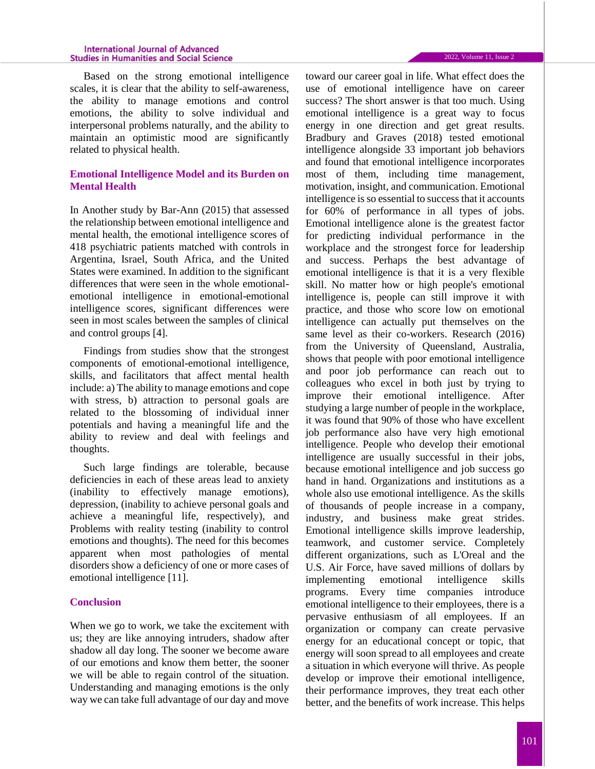Based on the strong emotional intelligence scales, it is clear that the ability to self-awareness, the ability to manage emotions and control emotions, the ability to solve individual and interpersonal problems naturally, and the ability to maintain an optimistic mood are significantly related to physical health.

## Emotional Intelligence Model and its Burden on Mental Health

In Another study by Bar-Ann (2015) that assessed the relationship between emotional intelligence and mental health, the emotional intelligence scores of 418 psychiatric patients matched with controls in Argentina, Israel, South Africa, and the United States were examined. In addition to the significant differences that were seen in the whole emotional-emotional intelligence in emotional-emotional intelligence scores, significant differences were seen in most scales between the samples of clinical and control groups [4].

Findings from studies show that the strongest components of emotional-emotional intelligence, skills, and facilitators that affect mental health include: a) The ability to manage emotions and cope with stress, b) attraction to personal goals are related to the blossoming of individual inner potentials and having a meaningful life and the ability to review and deal with feelings and thoughts.

Such large findings are tolerable, because deficiencies in each of these areas lead to anxiety (inability to effectively manage emotions), depression, (inability to achieve personal goals and achieve a meaningful life, respectively), and Problems with reality testing (inability to control emotions and thoughts). The need for this becomes apparent when most pathologies of mental disorders show a deficiency of one or more cases of emotional intelligence [11].

## Conclusion

When we go to work, we take the excitement with us; they are like annoying intruders, shadow after shadow all day long. The sooner we become aware of our emotions and know them better, the sooner we will be able to regain control of the situation. Understanding and managing emotions is the only way we can take full advantage of our day and move toward our career goal in life. What effect does the use of emotional intelligence have on career success? The short answer is that too much. Using emotional intelligence is a great way to focus energy in one direction and get great results. Bradbury and Graves (2018) tested emotional intelligence alongside 33 important job behaviors and found that emotional intelligence incorporates most of them, including time management, motivation, insight, and communication. Emotional intelligence is so essential to success that it accounts for 60% of performance in all types of jobs. Emotional intelligence alone is the greatest factor for predicting individual performance in the workplace and the strongest force for leadership and success. Perhaps the best advantage of emotional intelligence is that it is a very flexible skill. No matter how or high people's emotional intelligence is, people can still improve it with practice, and those who score low on emotional intelligence can actually put themselves on the same level as their co-workers. Research (2016) from the University of Queensland, Australia, shows that people with poor emotional intelligence and poor job performance can reach out to colleagues who excel in both just by trying to improve their emotional intelligence. After studying a large number of people in the workplace, it was found that 90% of those who have excellent job performance also have very high emotional intelligence. People who develop their emotional intelligence are usually successful in their jobs, because emotional intelligence and job success go hand in hand. Organizations and institutions as a whole also use emotional intelligence. As the skills of thousands of people increase in a company, industry, and business make great strides. Emotional intelligence skills improve leadership, teamwork, and customer service. Completely different organizations, such as L'Oreal and the U.S. Air Force, have saved millions of dollars by implementing emotional intelligence skills programs. Every time companies introduce emotional intelligence to their employees, there is a pervasive enthusiasm of all employees. If an organization or company can create pervasive energy for an educational concept or topic, that energy will soon spread to all employees and create a situation in which everyone will thrive. As people develop or improve their emotional intelligence, their performance improves, they treat each other better, and the benefits of work increase. This helps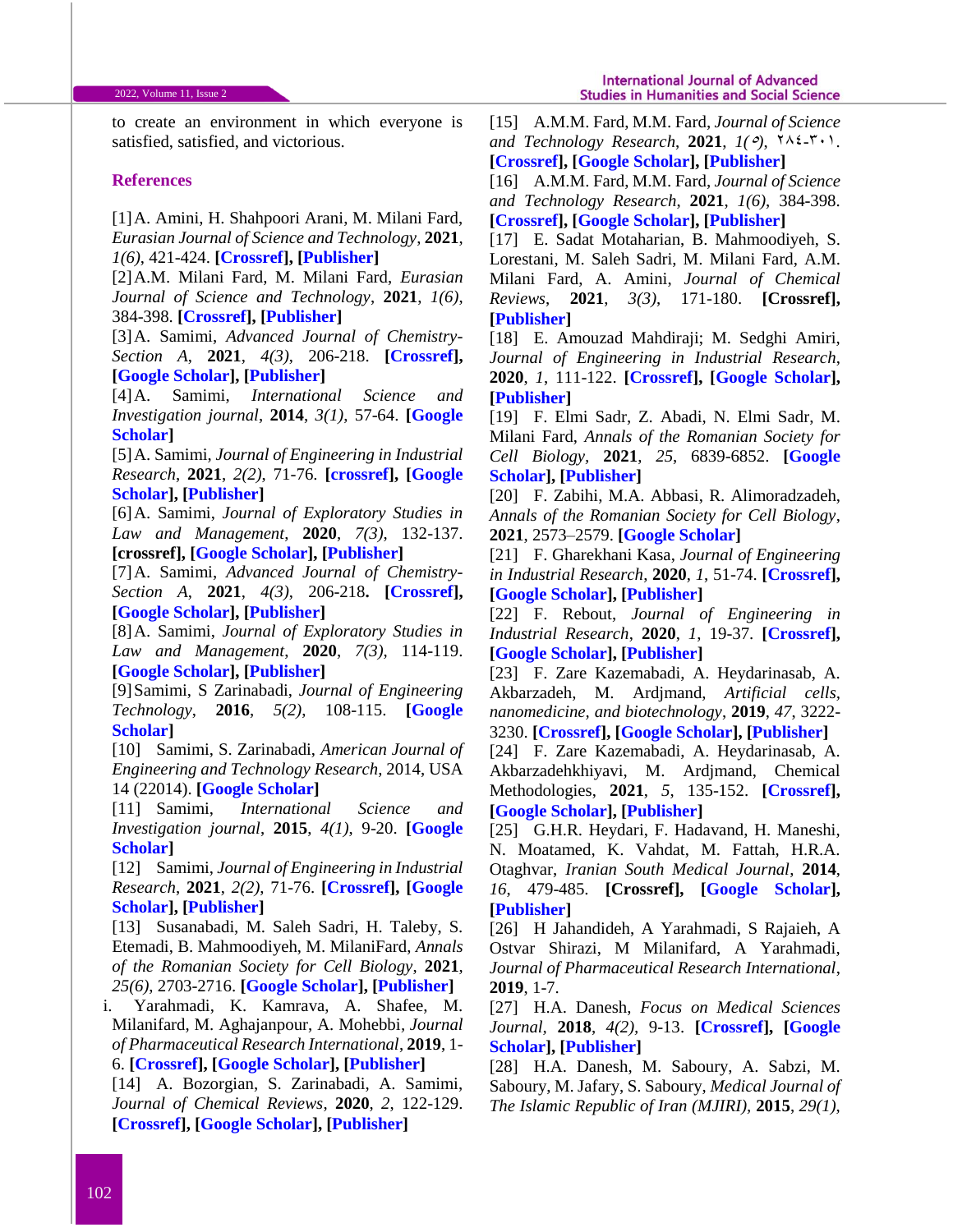to create an environment in which everyone is satisfied, satisfied, and victorious.

## References

[1] A. Amini, H. Shahpoori Arani, M. Milani Fard, *Eurasian Journal of Science and Technology*, **2021**, *1(6)*, 421-424. **[Crossref], [Publisher]**

[2] A.M. Milani Fard, M. Milani Fard, *Eurasian Journal of Science and Technology*, **2021**, *1(6)*, 384-398. **[Crossref], [Publisher]**

[3] A. Samimi, *Advanced Journal of Chemistry-Section A*, **2021**, *4(3)*, 206-218. **[Crossref], [Google Scholar], [Publisher]**

[4] A. Samimi, *International Science and Investigation journal*, **2014**, *3(1)*, 57-64. **[Google Scholar]**

[5] A. Samimi, *Journal of Engineering in Industrial Research*, **2021**, *2(2)*, 71-76. **[crossref], [Google Scholar], [Publisher]**

[6] A. Samimi, *Journal of Exploratory Studies in Law and Management*, **2020**, *7(3)*, 132-137. **[crossref], [Google Scholar], [Publisher]**

[7] A. Samimi, *Advanced Journal of Chemistry-Section A*, **2021**, *4(3)*, 206-218**. [Crossref], [Google Scholar], [Publisher]**

[8] A. Samimi, *Journal of Exploratory Studies in Law and Management*, **2020**, *7(3)*, 114-119. **[Google Scholar], [Publisher]**

[9] Samimi, S Zarinabadi, *Journal of Engineering Technology*, **2016**, *5(2)*, 108-115. **[Google Scholar]**

[10] Samimi, S. Zarinabadi, *American Journal of Engineering and Technology Research*, 2014, USA 14 (22014). **[Google Scholar]**

[11] Samimi, *International Science and Investigation journal*, **2015**, *4(1)*, 9-20. **[Google Scholar]**

[12] Samimi, *Journal of Engineering in Industrial Research*, **2021**, *2(2)*, 71-76. **[Crossref], [Google Scholar], [Publisher]**

[13] Susanabadi, M. Saleh Sadri, H. Taleby, S. Etemadi, B. Mahmoodiyeh, M. MilaniFard, *Annals of the Romanian Society for Cell Biology*, **2021**, *25(6)*, 2703-2716. **[Google Scholar], [Publisher]**

i. Yarahmadi, K. Kamrava, A. Shafee, M. Milanifard, M. Aghajanpour, A. Mohebbi, *Journal of Pharmaceutical Research International*, **2019**, 1-6. **[Crossref], [Google Scholar], [Publisher]**

[14] A. Bozorgian, S. Zarinabadi, A. Samimi, *Journal of Chemical Reviews*, **2020**, *2*, 122-129. **[Crossref], [Google Scholar], [Publisher]**

[15] A.M.M. Fard, M.M. Fard, *Journal of Science and Technology Research*, **2021**, *1(٥)*, ٢٨٤-٣٠١. **[Crossref], [Google Scholar], [Publisher]**

[16] A.M.M. Fard, M.M. Fard, *Journal of Science and Technology Research*, **2021**, *1(6)*, 384-398. **[Crossref], [Google Scholar], [Publisher]**

[17] E. Sadat Motaharian, B. Mahmoodiyeh, S. Lorestani, M. Saleh Sadri, M. Milani Fard, A.M. Milani Fard, A. Amini, *Journal of Chemical Reviews*, **2021**, *3(3)*, 171-180. **[Crossref], [Publisher]**

[18] E. Amouzad Mahdiraji; M. Sedghi Amiri, *Journal of Engineering in Industrial Research*, **2020**, *1*, 111-122. **[Crossref], [Google Scholar], [Publisher]**

[19] F. Elmi Sadr, Z. Abadi, N. Elmi Sadr, M. Milani Fard, *Annals of the Romanian Society for Cell Biology*, **2021**, *25*, 6839-6852. **[Google Scholar], [Publisher]**

[20] F. Zabihi, M.A. Abbasi, R. Alimoradzadeh, *Annals of the Romanian Society for Cell Biology*, **2021**, 2573–2579. **[Google Scholar]**

[21] F. Gharekhani Kasa, *Journal of Engineering in Industrial Research*, **2020**, *1*, 51-74. **[Crossref], [Google Scholar], [Publisher]**

[22] F. Rebout, *Journal of Engineering in Industrial Research*, **2020**, *1*, 19-37. **[Crossref], [Google Scholar], [Publisher]**

[23] F. Zare Kazemabadi, A. Heydarinasab, A. Akbarzadeh, M. Ardjmand, *Artificial cells, nanomedicine, and biotechnology*, **2019**, *47*, 3222-3230. **[Crossref], [Google Scholar], [Publisher]**

[24] F. Zare Kazemabadi, A. Heydarinasab, A. Akbarzadehkhiyavi, M. Ardjmand, Chemical Methodologies, **2021**, *5*, 135-152. **[Crossref], [Google Scholar], [Publisher]**

[25] G.H.R. Heydari, F. Hadavand, H. Maneshi, N. Moatamed, K. Vahdat, M. Fattah, H.R.A. Otaghvar, *Iranian South Medical Journal*, **2014**, *16*, 479-485. **[Crossref], [Google Scholar], [Publisher]**

[26] H Jahandideh, A Yarahmadi, S Rajaieh, A Ostvar Shirazi, M Milanifard, A Yarahmadi, *Journal of Pharmaceutical Research International*, **2019**, 1-7.

[27] H.A. Danesh, *Focus on Medical Sciences Journal*, **2018**, *4(2)*, 9-13. **[Crossref], [Google Scholar], [Publisher]**

[28] H.A. Danesh, M. Saboury, A. Sabzi, M. Saboury, M. Jafary, S. Saboury, *Medical Journal of The Islamic Republic of Iran (MJIRI)*, **2015**, *29(1)*,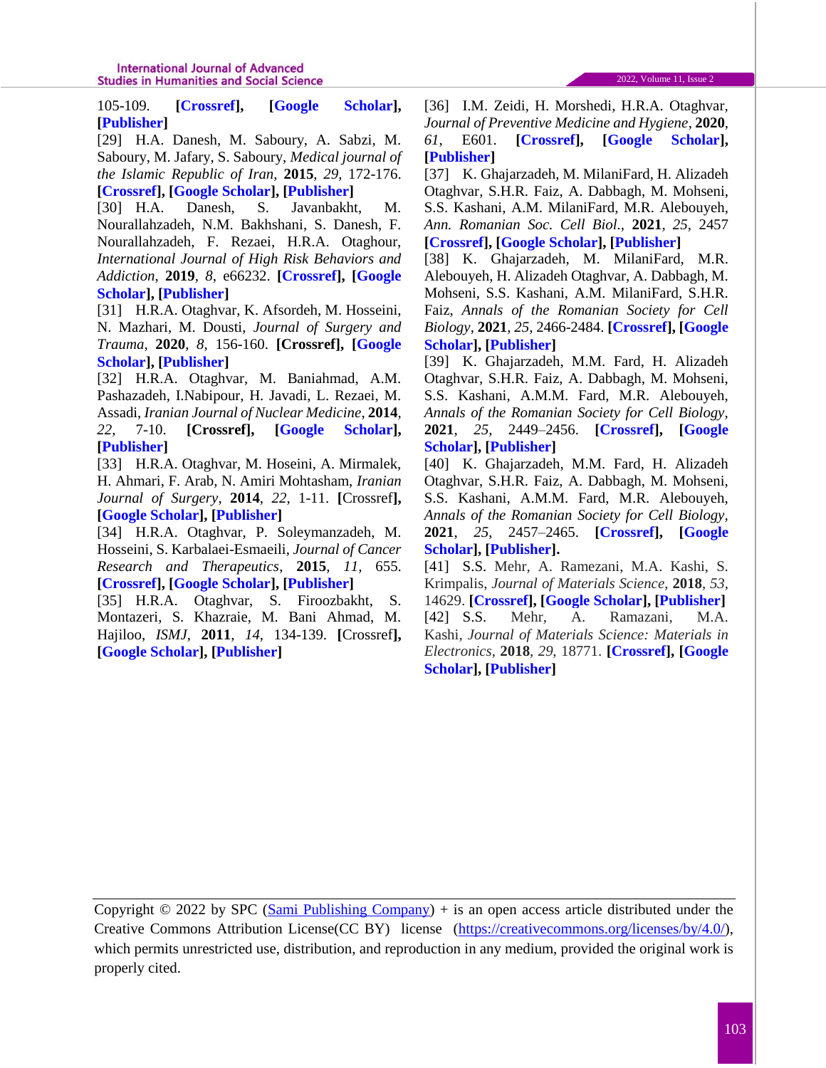105-109. **[Crossref], [Google Scholar], [Publisher]**

[29] H.A. Danesh, M. Saboury, A. Sabzi, M. Saboury, M. Jafary, S. Saboury, *Medical journal of the Islamic Republic of Iran,* **2015**, *29*, 172-176. **[Crossref], [Google Scholar], [Publisher]**

[30] H.A. Danesh, S. Javanbakht, M. Nourallahzadeh, N.M. Bakhshani, S. Danesh, F. Nourallahzadeh, F. Rezaei, H.R.A. Otaghour, *International Journal of High Risk Behaviors and Addiction*, **2019**, *8*, e66232. **[Crossref], [Google Scholar], [Publisher]**

[31] H.R.A. Otaghvar, K. Afsordeh, M. Hosseini, N. Mazhari, M. Dousti, *Journal of Surgery and Trauma*, **2020**, *8*, 156-160. **[Crossref], [Google Scholar], [Publisher]**

[32] H.R.A. Otaghvar, M. Baniahmad, A.M. Pashazadeh, I.Nabipour, H. Javadi, L. Rezaei, M. Assadi, *Iranian Journal of Nuclear Medicine*, **2014**, *22*, 7-10. **[Crossref], [Google Scholar], [Publisher]**

[33] H.R.A. Otaghvar, M. Hoseini, A. Mirmalek, H. Ahmari, F. Arab, N. Amiri Mohtasham, *Iranian Journal of Surgery*, **2014**, *22*, 1-11. **[**Crossref**], [Google Scholar], [Publisher]**

[34] H.R.A. Otaghvar, P. Soleymanzadeh, M. Hosseini, S. Karbalaei-Esmaeili, *Journal of Cancer Research and Therapeutics*, **2015**, *11*, 655. **[Crossref], [Google Scholar], [Publisher]**

[35] H.R.A. Otaghvar, S. Firoozbakht, S. Montazeri, S. Khazraie, M. Bani Ahmad, M. Hajiloo, *ISMJ*, **2011**, *14*, 134-139. **[**Crossref**], [Google Scholar], [Publisher]**

[36] I.M. Zeidi, H. Morshedi, H.R.A. Otaghvar, *Journal of Preventive Medicine and Hygiene*, **2020**, *61*, E601. **[Crossref], [Google Scholar], [Publisher]**

[37] K. Ghajarzadeh, M. MilaniFard, H. Alizadeh Otaghvar, S.H.R. Faiz, A. Dabbagh, M. Mohseni, S.S. Kashani, A.M. MilaniFard, M.R. Alebouyeh, *Ann. Romanian Soc. Cell Biol.*, **2021**, *25*, 2457 **[Crossref], [Google Scholar], [Publisher]**

[38] K. Ghajarzadeh, M. MilaniFard, M.R. Alebouyeh, H. Alizadeh Otaghvar, A. Dabbagh, M. Mohseni, S.S. Kashani, A.M. MilaniFard, S.H.R. Faiz, *Annals of the Romanian Society for Cell Biology*, **2021**, *25*, 2466-2484. **[Crossref], [Google Scholar], [Publisher]**

[39] K. Ghajarzadeh, M.M. Fard, H. Alizadeh Otaghvar, S.H.R. Faiz, A. Dabbagh, M. Mohseni, S.S. Kashani, A.M.M. Fard, M.R. Alebouyeh, *Annals of the Romanian Society for Cell Biology*, **2021**, *25*, 2449–2456. **[Crossref], [Google Scholar], [Publisher]**

[40] K. Ghajarzadeh, M.M. Fard, H. Alizadeh Otaghvar, S.H.R. Faiz, A. Dabbagh, M. Mohseni, S.S. Kashani, A.M.M. Fard, M.R. Alebouyeh, *Annals of the Romanian Society for Cell Biology*, **2021**, *25*, 2457–2465. **[Crossref], [Google Scholar], [Publisher].**

[41] S.S. Mehr, A. Ramezani, M.A. Kashi, S. Krimpalis, *Journal of Materials Science*, **2018**, *53*, 14629. **[Crossref], [Google Scholar], [Publisher]**

[42] S.S. Mehr, A. Ramazani, M.A. Kashi, *Journal of Materials Science: Materials in Electronics*, **2018**, *29*, 18771. **[Crossref], [Google Scholar], [Publisher]**

Copyright © 2022 by SPC (Sami Publishing Company) + is an open access article distributed under the Creative Commons Attribution License(CC BY) license (https://creativecommons.org/licenses/by/4.0/), which permits unrestricted use, distribution, and reproduction in any medium, provided the original work is properly cited.